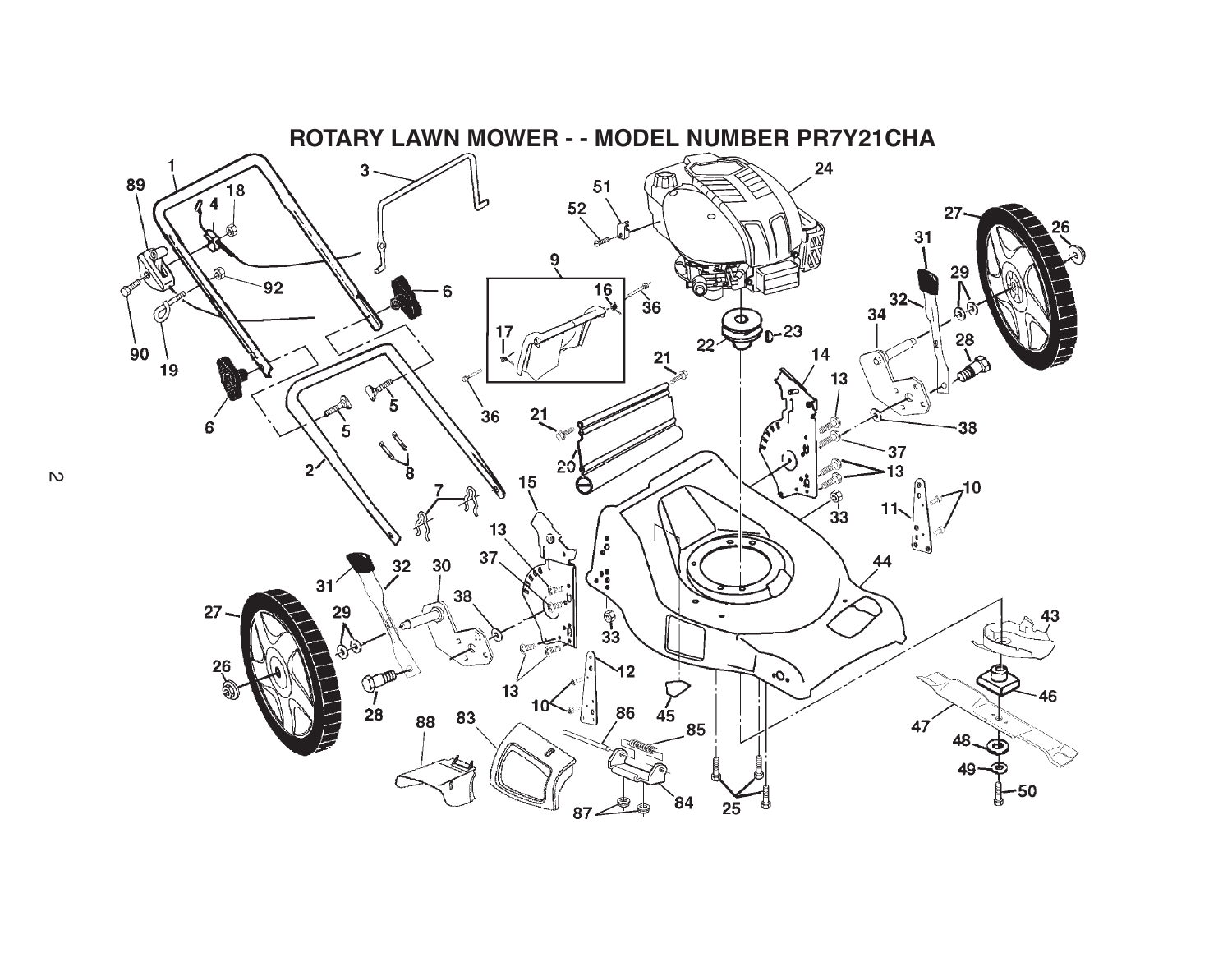# ROTARY LAWN MOWER - - MODEL NUMBER PR7Y21CHA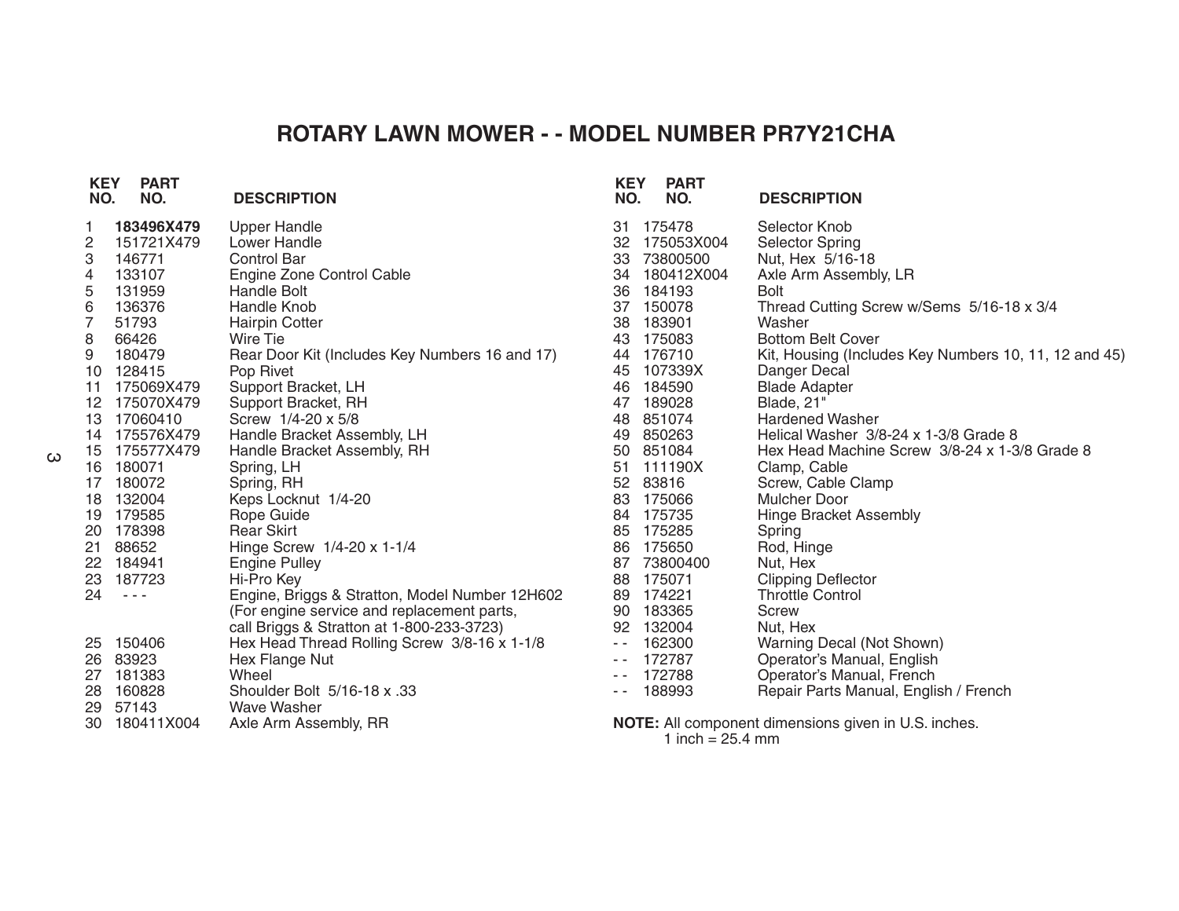# ROTARY LAWN MOWER - - MODEL NUMBER PR7Y21CHA

| KEY NO. | PART NO. | DESCRIPTION |
|---|---|---|
| 1 | **183496X479** | Upper Handle |
| 2 | 151721X479 | Lower Handle |
| 3 | 146771 | Control Bar |
| 4 | 133107 | Engine Zone Control Cable |
| 5 | 131959 | Handle Bolt |
| 6 | 136376 | Handle Knob |
| 7 | 51793 | Hairpin Cotter |
| 8 | 66426 | Wire Tie |
| 9 | 180479 | Rear Door Kit (Includes Key Numbers 16 and 17) |
| 10 | 128415 | Pop Rivet |
| 11 | 175069X479 | Support Bracket, LH |
| 12 | 175070X479 | Support Bracket, RH |
| 13 | 17060410 | Screw 1/4-20 x 5/8 |
| 14 | 175576X479 | Handle Bracket Assembly, LH |
| 15 | 175577X479 | Handle Bracket Assembly, RH |
| 16 | 180071 | Spring, LH |
| 17 | 180072 | Spring, RH |
| 18 | 132004 | Keps Locknut 1/4-20 |
| 19 | 179585 | Rope Guide |
| 20 | 178398 | Rear Skirt |
| 21 | 88652 | Hinge Screw 1/4-20 x 1-1/4 |
| 22 | 184941 | Engine Pulley |
| 23 | 187723 | Hi-Pro Key |
| 24 | - - - | Engine, Briggs & Stratton, Model Number 12H602 (For engine service and replacement parts, call Briggs & Stratton at 1-800-233-3723) |
| 25 | 150406 | Hex Head Thread Rolling Screw 3/8-16 x 1-1/8 |
| 26 | 83923 | Hex Flange Nut |
| 27 | 181383 | Wheel |
| 28 | 160828 | Shoulder Bolt 5/16-18 x .33 |
| 29 | 57143 | Wave Washer |
| 30 | 180411X004 | Axle Arm Assembly, RR |
| 31 | 175478 | Selector Knob |
| 32 | 175053X004 | Selector Spring |
| 33 | 73800500 | Nut, Hex 5/16-18 |
| 34 | 180412X004 | Axle Arm Assembly, LR |
| 36 | 184193 | Bolt |
| 37 | 150078 | Thread Cutting Screw w/Sems 5/16-18 x 3/4 |
| 38 | 183901 | Washer |
| 43 | 175083 | Bottom Belt Cover |
| 44 | 176710 | Kit, Housing (Includes Key Numbers 10, 11, 12 and 45) |
| 45 | 107339X | Danger Decal |
| 46 | 184590 | Blade Adapter |
| 47 | 189028 | Blade, 21" |
| 48 | 851074 | Hardened Washer |
| 49 | 850263 | Helical Washer 3/8-24 x 1-3/8 Grade 8 |
| 50 | 851084 | Hex Head Machine Screw 3/8-24 x 1-3/8 Grade 8 |
| 51 | 111190X | Clamp, Cable |
| 52 | 83816 | Screw, Cable Clamp |
| 83 | 175066 | Mulcher Door |
| 84 | 175735 | Hinge Bracket Assembly |
| 85 | 175285 | Spring |
| 86 | 175650 | Rod, Hinge |
| 87 | 73800400 | Nut, Hex |
| 88 | 175071 | Clipping Deflector |
| 89 | 174221 | Throttle Control |
| 90 | 183365 | Screw |
| 92 | 132004 | Nut, Hex |
| - - | 162300 | Warning Decal (Not Shown) |
| - - | 172787 | Operator's Manual, English |
| - - | 172788 | Operator's Manual, French |
| - - | 188993 | Repair Parts Manual, English / French |

**NOTE:** All component dimensions given in U.S. inches.
1 inch = 25.4 mm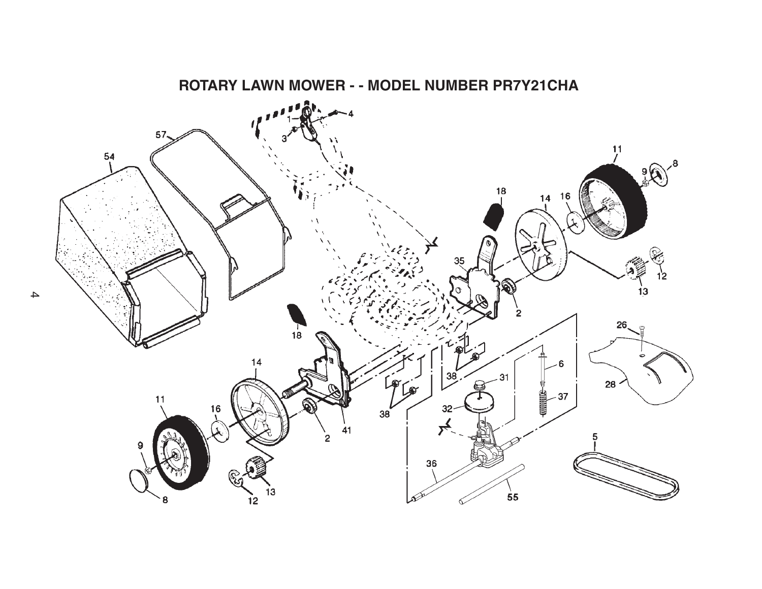# ROTARY LAWN MOWER - - MODEL NUMBER PR7Y21CHA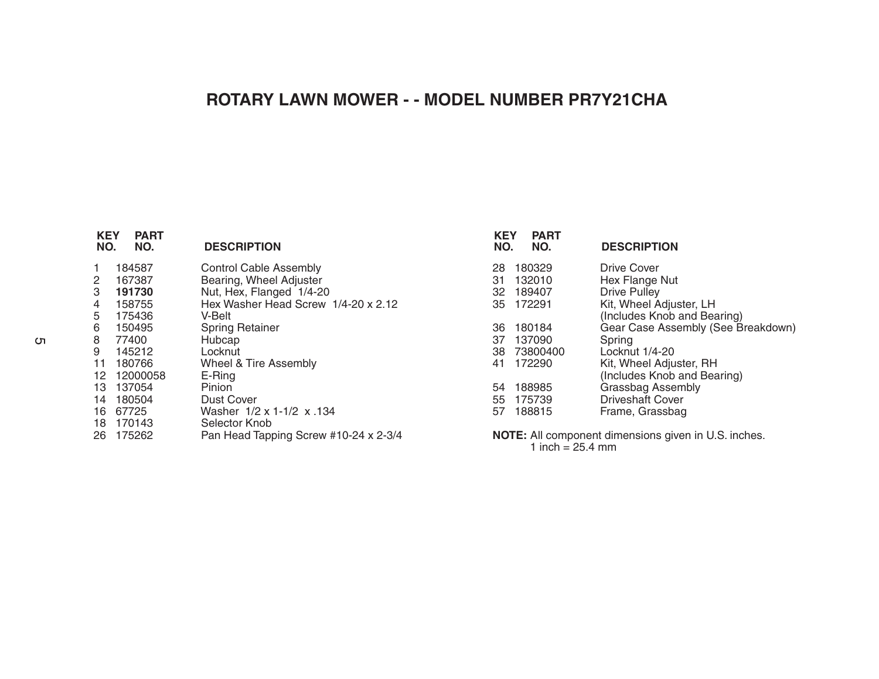# ROTARY LAWN MOWER - - MODEL NUMBER PR7Y21CHA

| KEY NO. | PART NO. | DESCRIPTION |
|---|---|---|
| 1 | 184587 | Control Cable Assembly |
| 2 | 167387 | Bearing, Wheel Adjuster |
| 3 | **191730** | Nut, Hex, Flanged 1/4-20 |
| 4 | 158755 | Hex Washer Head Screw 1/4-20 x 2.12 |
| 5 | 175436 | V-Belt |
| 6 | 150495 | Spring Retainer |
| 8 | 77400 | Hubcap |
| 9 | 145212 | Locknut |
| 11 | 180766 | Wheel & Tire Assembly |
| 12 | 12000058 | E-Ring |
| 13 | 137054 | Pinion |
| 14 | 180504 | Dust Cover |
| 16 | 67725 | Washer 1/2 x 1-1/2 x .134 |
| 18 | 170143 | Selector Knob |
| 26 | 175262 | Pan Head Tapping Screw #10-24 x 2-3/4 |
| 28 | 180329 | Drive Cover |
| 31 | 132010 | Hex Flange Nut |
| 32 | 189407 | Drive Pulley |
| 35 | 172291 | Kit, Wheel Adjuster, LH (Includes Knob and Bearing) |
| 36 | 180184 | Gear Case Assembly (See Breakdown) |
| 37 | 137090 | Spring |
| 38 | 73800400 | Locknut 1/4-20 |
| 41 | 172290 | Kit, Wheel Adjuster, RH (Includes Knob and Bearing) |
| 54 | 188985 | Grassbag Assembly |
| 55 | 175739 | Driveshaft Cover |
| 57 | 188815 | Frame, Grassbag |

**NOTE:** All component dimensions given in U.S. inches.
1 inch = 25.4 mm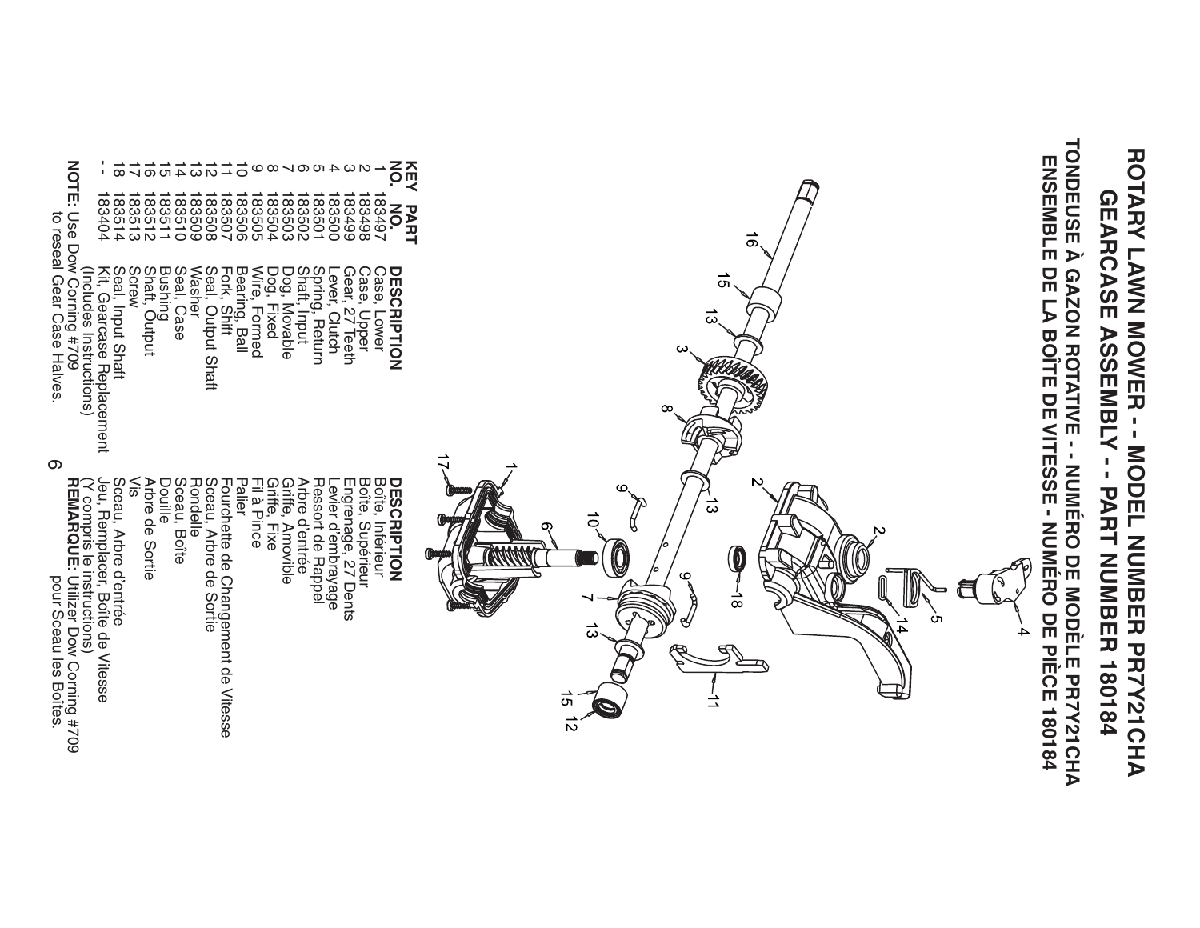# ROTARY LAWN MOWER - - MODEL NUMBER PR7Y21CHA
# GEARCASE ASSEMBLY - - PART NUMBER 180184

## TONDEUSE À GAZON ROTATIVE - - NUMÉRO DE MODÈLE PR7Y21CHA
## ENSEMBLE DE LA BOÎTE DE VITESSE - NUMÉRO DE PIÈCE 180184

| KEY NO. | PART NO. | DESCRIPTION | DESCRIPTION |
|---|---|---|---|
| 1 | 183497 | Case, Lower | Boîte, Inférieur |
| 2 | 183498 | Case, Upper | Boîte, Supérieur |
| 3 | 183499 | Gear, 27 Teeth | Engrenage, 27 Dents |
| 4 | 183500 | Lever, Clutch | Levier d'embrayage |
| 5 | 183501 | Spring, Return | Ressort de Rappel |
| 6 | 183502 | Shaft, Input | Arbre d'entrée |
| 7 | 183503 | Dog, Movable | Griffe, Amovible |
| 8 | 183504 | Dog, Fixed | Griffe, Fixe |
| 9 | 183505 | Wire, Formed | Fil à Pince |
| 10 | 183506 | Bearing, Ball | Palier |
| 11 | 183507 | Fork, Shift | Fourchette de Changement de Vitesse |
| 12 | 183508 | Seal, Output Shaft | Sceau, Arbre de Sortie |
| 13 | 183509 | Washer | Rondelle |
| 14 | 183510 | Seal, Case | Sceau, Boîte |
| 15 | 183511 | Bushing | Douille |
| 16 | 183512 | Shaft, Output | Arbre de Sortie |
| 17 | 183513 | Screw | Vis |
| 18 | 183514 | Seal, Input Shaft | Sceau, Arbre d'entrée |
| - | 183404 | Kit, Gearcase Replacement (Includes Instructions) | Jeu, Remplacer, Boîte de Vitesse (Y compris le instructions) |

**NOTE:** Use Dow Corning #709 to reseal Gear Case Halves.

**REMARQUE:** Utilizer Dow Corning #709 pour Sceau les Boîtes.